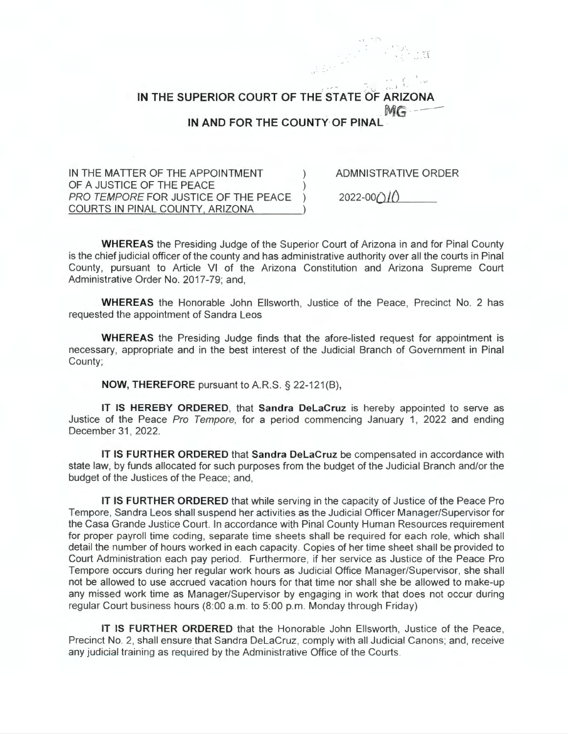# IN THE SUPERIOR COURT OF THE STATE OF ARIZONA

## IN AND FOR THE COUNTY OF PINAL

| | | |
|---|---|---|
| IN THE MATTER OF THE APPOINTMENT OF A JUSTICE OF THE PEACE *PRO TEMPORE* FOR JUSTICE OF THE PEACE COURTS IN PINAL COUNTY, ARIZONA | ) ) ) ) | ADMINISTRATIVE ORDER 2022-00010 |

**WHEREAS** the Presiding Judge of the Superior Court of Arizona in and for Pinal County is the chief judicial officer of the county and has administrative authority over all the courts in Pinal County, pursuant to Article VI of the Arizona Constitution and Arizona Supreme Court Administrative Order No. 2017-79; and,

**WHEREAS** the Honorable John Ellsworth, Justice of the Peace, Precinct No. 2 has requested the appointment of Sandra Leos

**WHEREAS** the Presiding Judge finds that the afore-listed request for appointment is necessary, appropriate and in the best interest of the Judicial Branch of Government in Pinal County;

**NOW, THEREFORE** pursuant to A.R.S. § 22-121(B),

**IT IS HEREBY ORDERED**, that **Sandra DeLaCruz** is hereby appointed to serve as Justice of the Peace *Pro Tempore*, for a period commencing January 1, 2022 and ending December 31, 2022.

**IT IS FURTHER ORDERED** that **Sandra DeLaCruz** be compensated in accordance with state law, by funds allocated for such purposes from the budget of the Judicial Branch and/or the budget of the Justices of the Peace; and,

**IT IS FURTHER ORDERED** that while serving in the capacity of Justice of the Peace Pro Tempore, Sandra Leos shall suspend her activities as the Judicial Officer Manager/Supervisor for the Casa Grande Justice Court. In accordance with Pinal County Human Resources requirement for proper payroll time coding, separate time sheets shall be required for each role, which shall detail the number of hours worked in each capacity. Copies of her time sheet shall be provided to Court Administration each pay period. Furthermore, if her service as Justice of the Peace Pro Tempore occurs during her regular work hours as Judicial Office Manager/Supervisor, she shall not be allowed to use accrued vacation hours for that time nor shall she be allowed to make-up any missed work time as Manager/Supervisor by engaging in work that does not occur during regular Court business hours (8:00 a.m. to 5:00 p.m. Monday through Friday)

**IT IS FURTHER ORDERED** that the Honorable John Ellsworth, Justice of the Peace, Precinct No. 2, shall ensure that Sandra DeLaCruz, comply with all Judicial Canons; and, receive any judicial training as required by the Administrative Office of the Courts.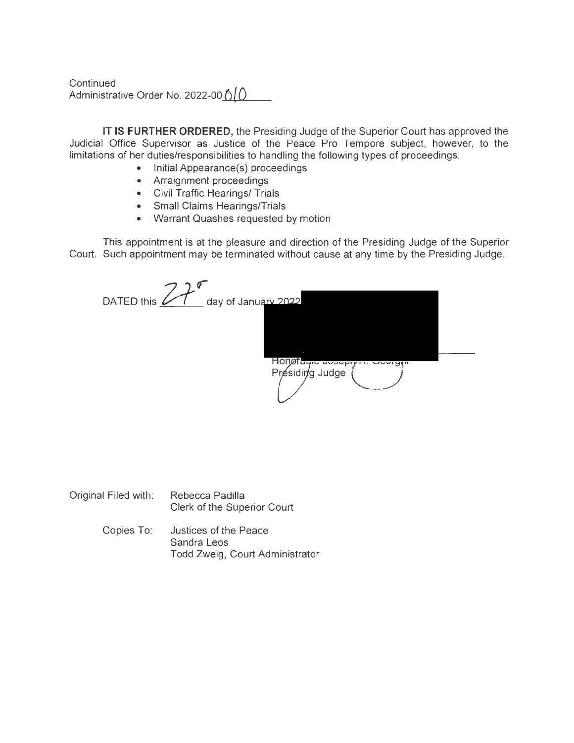Continued
Administrative Order No. 2022-00010

**IT IS FURTHER ORDERED,** the Presiding Judge of the Superior Court has approved the Judicial Office Supervisor as Justice of the Peace Pro Tempore subject, however, to the limitations of her duties/responsibilities to handling the following types of proceedings;

- Initial Appearance(s) proceedings
- Arraignment proceedings
- Civil Traffic Hearings/ Trials
- Small Claims Hearings/Trials
- Warrant Quashes requested by motion

This appointment is at the pleasure and direction of the Presiding Judge of the Superior Court. Such appointment may be terminated without cause at any time by the Presiding Judge.

DATED this 27 day of January 2022

Honorable Joseph R. Georgini
Presiding Judge

Original Filed with: Rebecca Padilla
Clerk of the Superior Court

Copies To: Justices of the Peace
Sandra Leos
Todd Zweig, Court Administrator